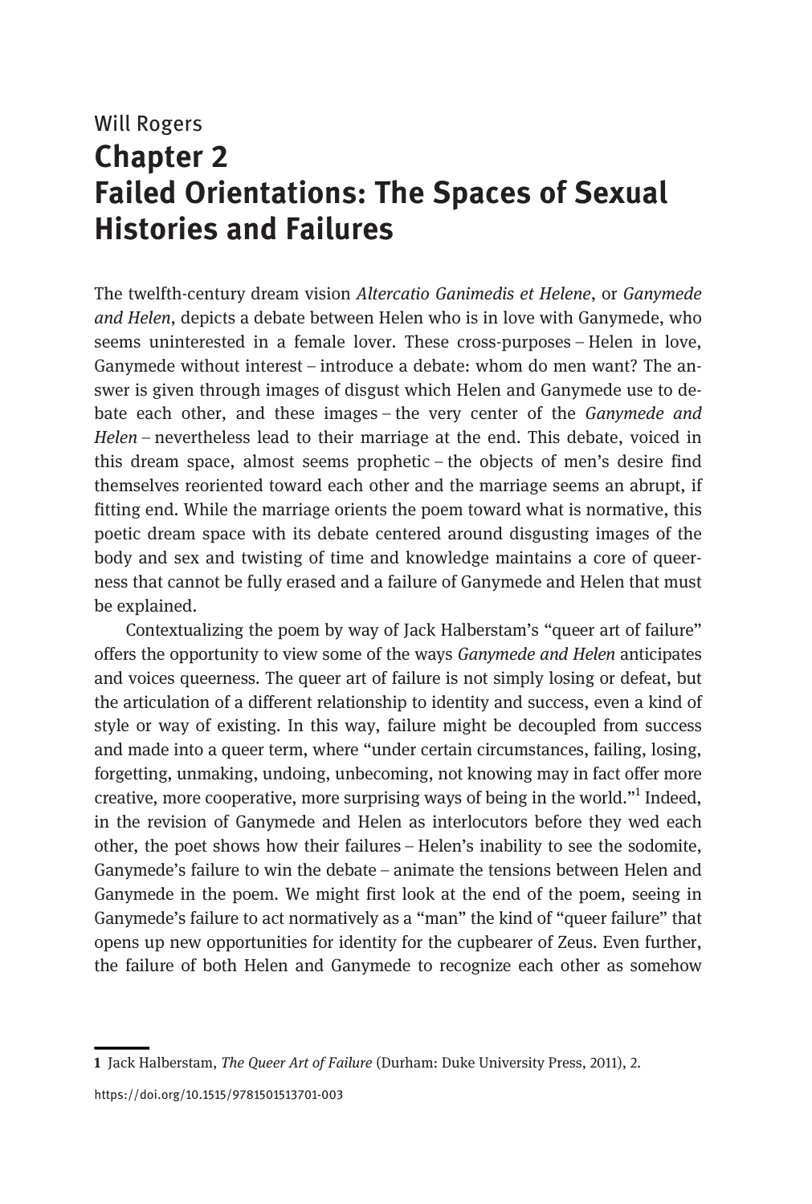Will Rogers

# Chapter 2
# Failed Orientations: The Spaces of Sexual Histories and Failures

The twelfth-century dream vision *Altercatio Ganimedis et Helene*, or *Ganymede and Helen*, depicts a debate between Helen who is in love with Ganymede, who seems uninterested in a female lover. These cross-purposes – Helen in love, Ganymede without interest – introduce a debate: whom do men want? The answer is given through images of disgust which Helen and Ganymede use to debate each other, and these images – the very center of the *Ganymede and Helen* – nevertheless lead to their marriage at the end. This debate, voiced in this dream space, almost seems prophetic – the objects of men's desire find themselves reoriented toward each other and the marriage seems an abrupt, if fitting end. While the marriage orients the poem toward what is normative, this poetic dream space with its debate centered around disgusting images of the body and sex and twisting of time and knowledge maintains a core of queerness that cannot be fully erased and a failure of Ganymede and Helen that must be explained.

Contextualizing the poem by way of Jack Halberstam's "queer art of failure" offers the opportunity to view some of the ways *Ganymede and Helen* anticipates and voices queerness. The queer art of failure is not simply losing or defeat, but the articulation of a different relationship to identity and success, even a kind of style or way of existing. In this way, failure might be decoupled from success and made into a queer term, where "under certain circumstances, failing, losing, forgetting, unmaking, undoing, unbecoming, not knowing may in fact offer more creative, more cooperative, more surprising ways of being in the world."[1] Indeed, in the revision of Ganymede and Helen as interlocutors before they wed each other, the poet shows how their failures – Helen's inability to see the sodomite, Ganymede's failure to win the debate – animate the tensions between Helen and Ganymede in the poem. We might first look at the end of the poem, seeing in Ganymede's failure to act normatively as a "man" the kind of "queer failure" that opens up new opportunities for identity for the cupbearer of Zeus. Even further, the failure of both Helen and Ganymede to recognize each other as somehow

1 Jack Halberstam, *The Queer Art of Failure* (Durham: Duke University Press, 2011), 2.

https://doi.org/10.1515/9781501513701-003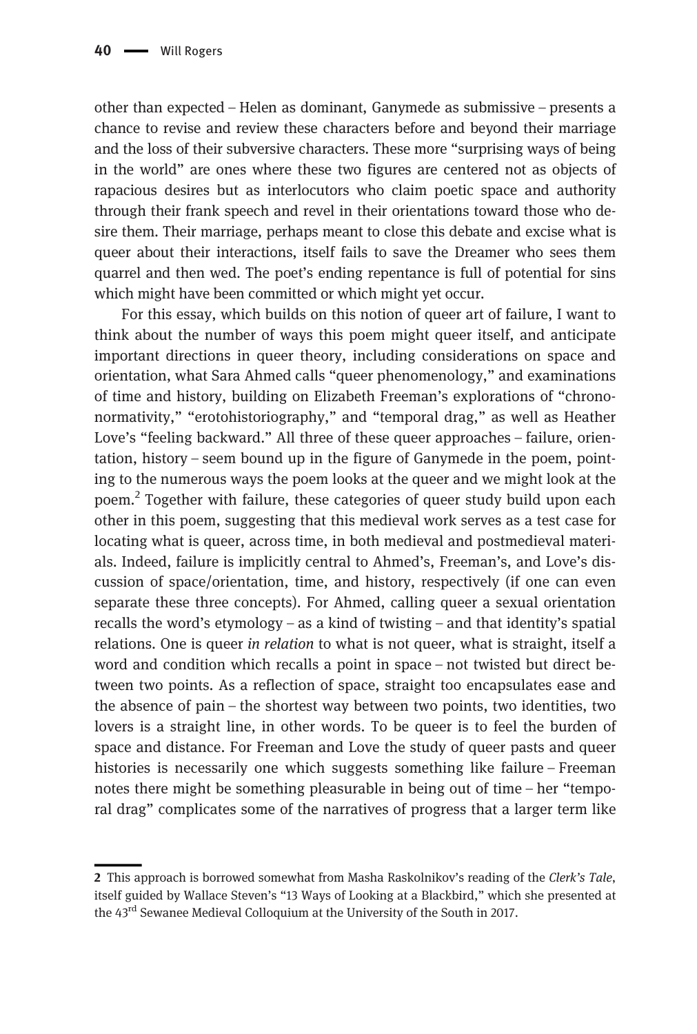other than expected – Helen as dominant, Ganymede as submissive – presents a chance to revise and review these characters before and beyond their marriage and the loss of their subversive characters. These more "surprising ways of being in the world" are ones where these two figures are centered not as objects of rapacious desires but as interlocutors who claim poetic space and authority through their frank speech and revel in their orientations toward those who desire them. Their marriage, perhaps meant to close this debate and excise what is queer about their interactions, itself fails to save the Dreamer who sees them quarrel and then wed. The poet's ending repentance is full of potential for sins which might have been committed or which might yet occur.

For this essay, which builds on this notion of queer art of failure, I want to think about the number of ways this poem might queer itself, and anticipate important directions in queer theory, including considerations on space and orientation, what Sara Ahmed calls "queer phenomenology," and examinations of time and history, building on Elizabeth Freeman's explorations of "chrononormativity," "erotohistoriography," and "temporal drag," as well as Heather Love's "feeling backward." All three of these queer approaches – failure, orientation, history – seem bound up in the figure of Ganymede in the poem, pointing to the numerous ways the poem looks at the queer and we might look at the poem.[2] Together with failure, these categories of queer study build upon each other in this poem, suggesting that this medieval work serves as a test case for locating what is queer, across time, in both medieval and postmedieval materials. Indeed, failure is implicitly central to Ahmed's, Freeman's, and Love's discussion of space/orientation, time, and history, respectively (if one can even separate these three concepts). For Ahmed, calling queer a sexual orientation recalls the word's etymology – as a kind of twisting – and that identity's spatial relations. One is queer *in relation* to what is not queer, what is straight, itself a word and condition which recalls a point in space – not twisted but direct between two points. As a reflection of space, straight too encapsulates ease and the absence of pain – the shortest way between two points, two identities, two lovers is a straight line, in other words. To be queer is to feel the burden of space and distance. For Freeman and Love the study of queer pasts and queer histories is necessarily one which suggests something like failure – Freeman notes there might be something pleasurable in being out of time – her "temporal drag" complicates some of the narratives of progress that a larger term like

2 This approach is borrowed somewhat from Masha Raskolnikov's reading of the *Clerk's Tale*, itself guided by Wallace Steven's "13 Ways of Looking at a Blackbird," which she presented at the 43rd Sewanee Medieval Colloquium at the University of the South in 2017.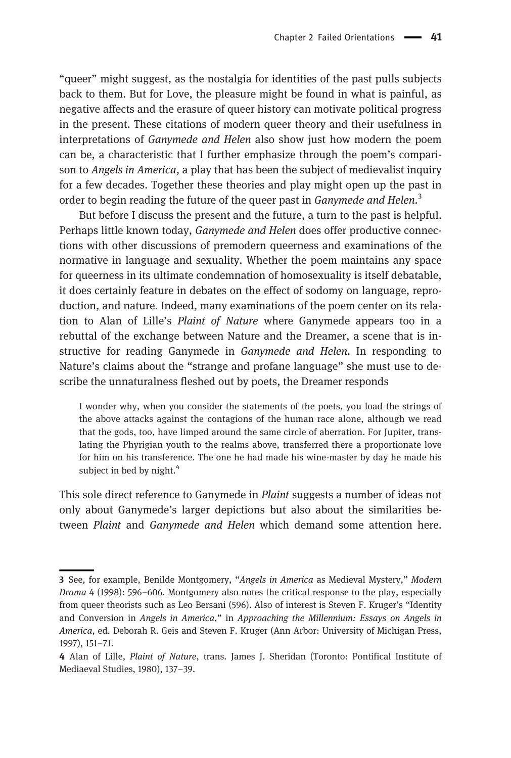"queer" might suggest, as the nostalgia for identities of the past pulls subjects back to them. But for Love, the pleasure might be found in what is painful, as negative affects and the erasure of queer history can motivate political progress in the present. These citations of modern queer theory and their usefulness in interpretations of *Ganymede and Helen* also show just how modern the poem can be, a characteristic that I further emphasize through the poem's comparison to *Angels in America*, a play that has been the subject of medievalist inquiry for a few decades. Together these theories and play might open up the past in order to begin reading the future of the queer past in *Ganymede and Helen*.[3]

But before I discuss the present and the future, a turn to the past is helpful. Perhaps little known today, *Ganymede and Helen* does offer productive connections with other discussions of premodern queerness and examinations of the normative in language and sexuality. Whether the poem maintains any space for queerness in its ultimate condemnation of homosexuality is itself debatable, it does certainly feature in debates on the effect of sodomy on language, reproduction, and nature. Indeed, many examinations of the poem center on its relation to Alan of Lille's *Plaint of Nature* where Ganymede appears too in a rebuttal of the exchange between Nature and the Dreamer, a scene that is instructive for reading Ganymede in *Ganymede and Helen*. In responding to Nature's claims about the "strange and profane language" she must use to describe the unnaturalness fleshed out by poets, the Dreamer responds

> I wonder why, when you consider the statements of the poets, you load the strings of the above attacks against the contagions of the human race alone, although we read that the gods, too, have limped around the same circle of aberration. For Jupiter, translating the Phyrigian youth to the realms above, transferred there a proportionate love for him on his transference. The one he had made his wine-master by day he made his subject in bed by night.[4]

This sole direct reference to Ganymede in *Plaint* suggests a number of ideas not only about Ganymede's larger depictions but also about the similarities between *Plaint* and *Ganymede and Helen* which demand some attention here.

---

3 See, for example, Benilde Montgomery, "*Angels in America* as Medieval Mystery," *Modern Drama* 4 (1998): 596–606. Montgomery also notes the critical response to the play, especially from queer theorists such as Leo Bersani (596). Also of interest is Steven F. Kruger's "Identity and Conversion in *Angels in America*," in *Approaching the Millennium: Essays on Angels in America*, ed. Deborah R. Geis and Steven F. Kruger (Ann Arbor: University of Michigan Press, 1997), 151–71.

4 Alan of Lille, *Plaint of Nature*, trans. James J. Sheridan (Toronto: Pontifical Institute of Mediaeval Studies, 1980), 137–39.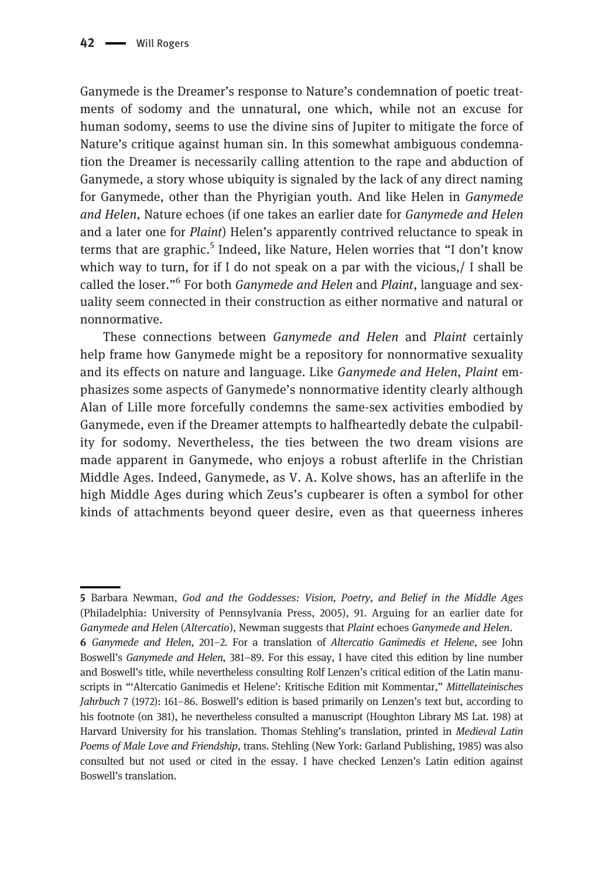Ganymede is the Dreamer's response to Nature's condemnation of poetic treatments of sodomy and the unnatural, one which, while not an excuse for human sodomy, seems to use the divine sins of Jupiter to mitigate the force of Nature's critique against human sin. In this somewhat ambiguous condemnation the Dreamer is necessarily calling attention to the rape and abduction of Ganymede, a story whose ubiquity is signaled by the lack of any direct naming for Ganymede, other than the Phyrigian youth. And like Helen in *Ganymede and Helen*, Nature echoes (if one takes an earlier date for *Ganymede and Helen* and a later one for *Plaint*) Helen's apparently contrived reluctance to speak in terms that are graphic.[5] Indeed, like Nature, Helen worries that "I don't know which way to turn, for if I do not speak on a par with the vicious,/ I shall be called the loser."[6] For both *Ganymede and Helen* and *Plaint*, language and sexuality seem connected in their construction as either normative and natural or nonnormative.

These connections between *Ganymede and Helen* and *Plaint* certainly help frame how Ganymede might be a repository for nonnormative sexuality and its effects on nature and language. Like *Ganymede and Helen*, *Plaint* emphasizes some aspects of Ganymede's nonnormative identity clearly although Alan of Lille more forcefully condemns the same-sex activities embodied by Ganymede, even if the Dreamer attempts to halfheartedly debate the culpability for sodomy. Nevertheless, the ties between the two dream visions are made apparent in Ganymede, who enjoys a robust afterlife in the Christian Middle Ages. Indeed, Ganymede, as V. A. Kolve shows, has an afterlife in the high Middle Ages during which Zeus's cupbearer is often a symbol for other kinds of attachments beyond queer desire, even as that queerness inheres

---

5 Barbara Newman, *God and the Goddesses: Vision, Poetry, and Belief in the Middle Ages* (Philadelphia: University of Pennsylvania Press, 2005), 91. Arguing for an earlier date for *Ganymede and Helen* (*Altercatio*), Newman suggests that *Plaint* echoes *Ganymede and Helen*.

6 *Ganymede and Helen*, 201–2. For a translation of *Altercatio Ganimedis et Helene*, see John Boswell's *Ganymede and Helen*, 381–89. For this essay, I have cited this edition by line number and Boswell's title, while nevertheless consulting Rolf Lenzen's critical edition of the Latin manuscripts in "'Altercatio Ganimedis et Helene': Kritische Edition mit Kommentar," *Mittellateinisches Jahrbuch* 7 (1972): 161–86. Boswell's edition is based primarily on Lenzen's text but, according to his footnote (on 381), he nevertheless consulted a manuscript (Houghton Library MS Lat. 198) at Harvard University for his translation. Thomas Stehling's translation, printed in *Medieval Latin Poems of Male Love and Friendship*, trans. Stehling (New York: Garland Publishing, 1985) was also consulted but not used or cited in the essay. I have checked Lenzen's Latin edition against Boswell's translation.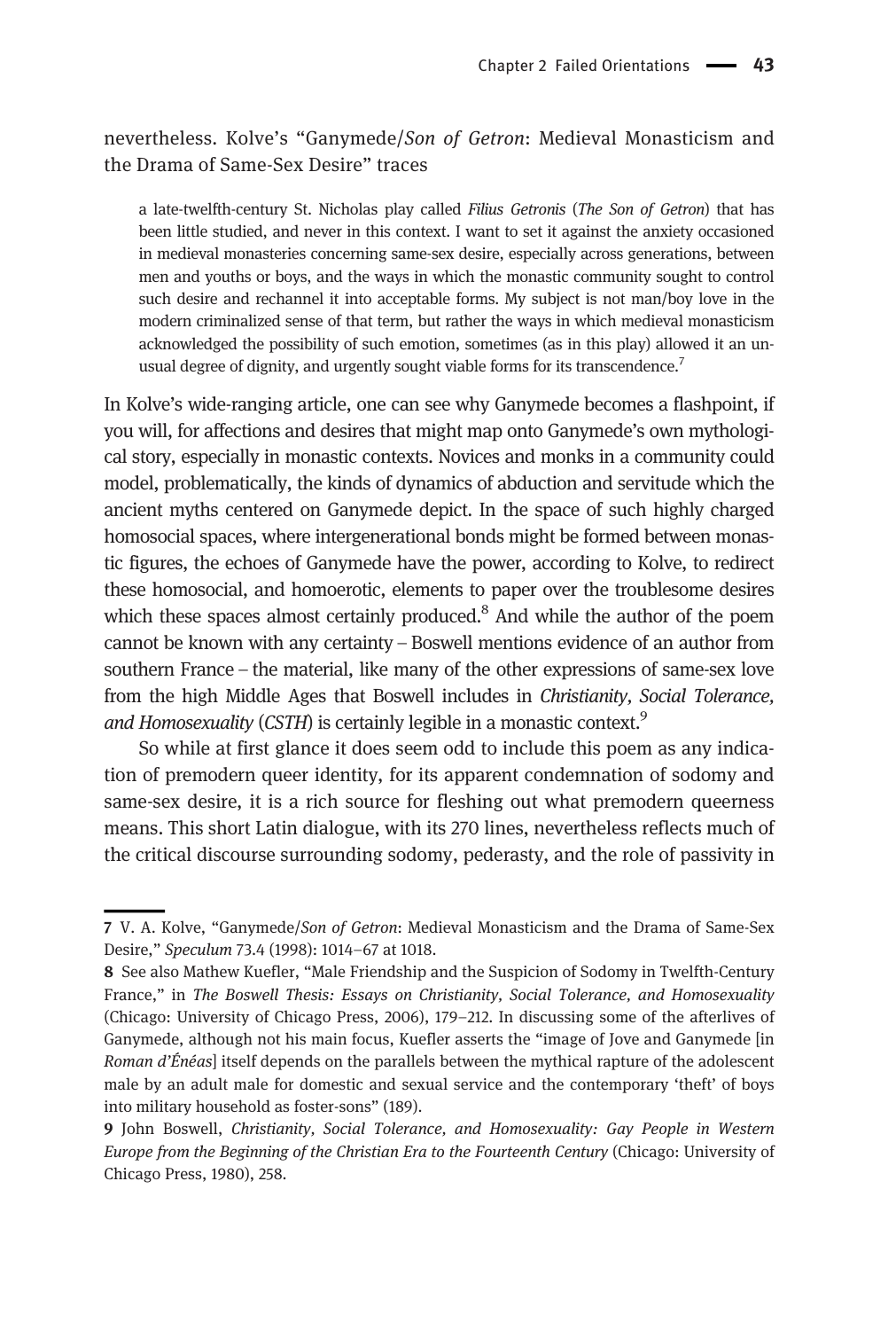nevertheless. Kolve's "Ganymede/*Son of Getron*: Medieval Monasticism and the Drama of Same-Sex Desire" traces

> a late-twelfth-century St. Nicholas play called *Filius Getronis* (*The Son of Getron*) that has been little studied, and never in this context. I want to set it against the anxiety occasioned in medieval monasteries concerning same-sex desire, especially across generations, between men and youths or boys, and the ways in which the monastic community sought to control such desire and rechannel it into acceptable forms. My subject is not man/boy love in the modern criminalized sense of that term, but rather the ways in which medieval monasticism acknowledged the possibility of such emotion, sometimes (as in this play) allowed it an unusual degree of dignity, and urgently sought viable forms for its transcendence.[7]

In Kolve's wide-ranging article, one can see why Ganymede becomes a flashpoint, if you will, for affections and desires that might map onto Ganymede's own mythological story, especially in monastic contexts. Novices and monks in a community could model, problematically, the kinds of dynamics of abduction and servitude which the ancient myths centered on Ganymede depict. In the space of such highly charged homosocial spaces, where intergenerational bonds might be formed between monastic figures, the echoes of Ganymede have the power, according to Kolve, to redirect these homosocial, and homoerotic, elements to paper over the troublesome desires which these spaces almost certainly produced.[8] And while the author of the poem cannot be known with any certainty – Boswell mentions evidence of an author from southern France – the material, like many of the other expressions of same-sex love from the high Middle Ages that Boswell includes in *Christianity, Social Tolerance, and Homosexuality* (*CSTH*) is certainly legible in a monastic context.[9]

So while at first glance it does seem odd to include this poem as any indication of premodern queer identity, for its apparent condemnation of sodomy and same-sex desire, it is a rich source for fleshing out what premodern queerness means. This short Latin dialogue, with its 270 lines, nevertheless reflects much of the critical discourse surrounding sodomy, pederasty, and the role of passivity in

---

7 V. A. Kolve, "Ganymede/*Son of Getron*: Medieval Monasticism and the Drama of Same-Sex Desire," *Speculum* 73.4 (1998): 1014–67 at 1018.

8 See also Mathew Kuefler, "Male Friendship and the Suspicion of Sodomy in Twelfth-Century France," in *The Boswell Thesis: Essays on Christianity, Social Tolerance, and Homosexuality* (Chicago: University of Chicago Press, 2006), 179–212. In discussing some of the afterlives of Ganymede, although not his main focus, Kuefler asserts the "image of Jove and Ganymede [in *Roman d'Énéas*] itself depends on the parallels between the mythical rapture of the adolescent male by an adult male for domestic and sexual service and the contemporary 'theft' of boys into military household as foster-sons" (189).

9 John Boswell, *Christianity, Social Tolerance, and Homosexuality: Gay People in Western Europe from the Beginning of the Christian Era to the Fourteenth Century* (Chicago: University of Chicago Press, 1980), 258.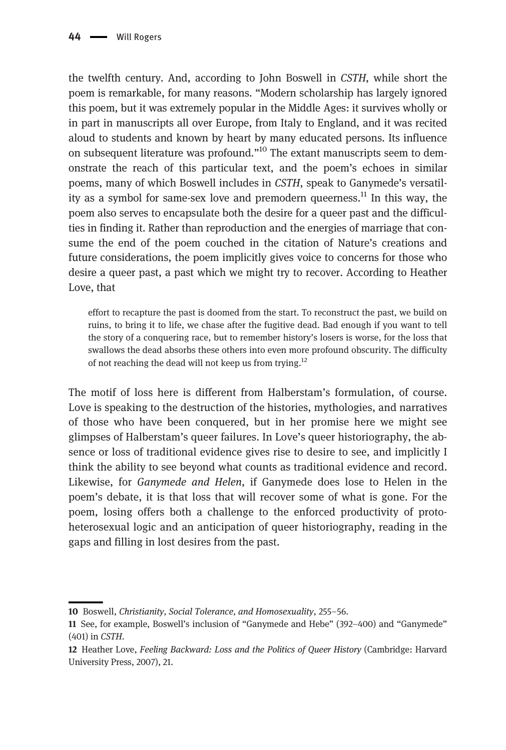the twelfth century. And, according to John Boswell in *CSTH*, while short the poem is remarkable, for many reasons. "Modern scholarship has largely ignored this poem, but it was extremely popular in the Middle Ages: it survives wholly or in part in manuscripts all over Europe, from Italy to England, and it was recited aloud to students and known by heart by many educated persons. Its influence on subsequent literature was profound."[10] The extant manuscripts seem to demonstrate the reach of this particular text, and the poem's echoes in similar poems, many of which Boswell includes in *CSTH*, speak to Ganymede's versatility as a symbol for same-sex love and premodern queerness.[11] In this way, the poem also serves to encapsulate both the desire for a queer past and the difficulties in finding it. Rather than reproduction and the energies of marriage that consume the end of the poem couched in the citation of Nature's creations and future considerations, the poem implicitly gives voice to concerns for those who desire a queer past, a past which we might try to recover. According to Heather Love, that

> effort to recapture the past is doomed from the start. To reconstruct the past, we build on ruins, to bring it to life, we chase after the fugitive dead. Bad enough if you want to tell the story of a conquering race, but to remember history's losers is worse, for the loss that swallows the dead absorbs these others into even more profound obscurity. The difficulty of not reaching the dead will not keep us from trying.[12]

The motif of loss here is different from Halberstam's formulation, of course. Love is speaking to the destruction of the histories, mythologies, and narratives of those who have been conquered, but in her promise here we might see glimpses of Halberstam's queer failures. In Love's queer historiography, the absence or loss of traditional evidence gives rise to desire to see, and implicitly I think the ability to see beyond what counts as traditional evidence and record. Likewise, for *Ganymede and Helen*, if Ganymede does lose to Helen in the poem's debate, it is that loss that will recover some of what is gone. For the poem, losing offers both a challenge to the enforced productivity of proto-heterosexual logic and an anticipation of queer historiography, reading in the gaps and filling in lost desires from the past.

---

10 Boswell, *Christianity, Social Tolerance, and Homosexuality*, 255–56.

11 See, for example, Boswell's inclusion of "Ganymede and Hebe" (392–400) and "Ganymede" (401) in *CSTH*.

12 Heather Love, *Feeling Backward: Loss and the Politics of Queer History* (Cambridge: Harvard University Press, 2007), 21.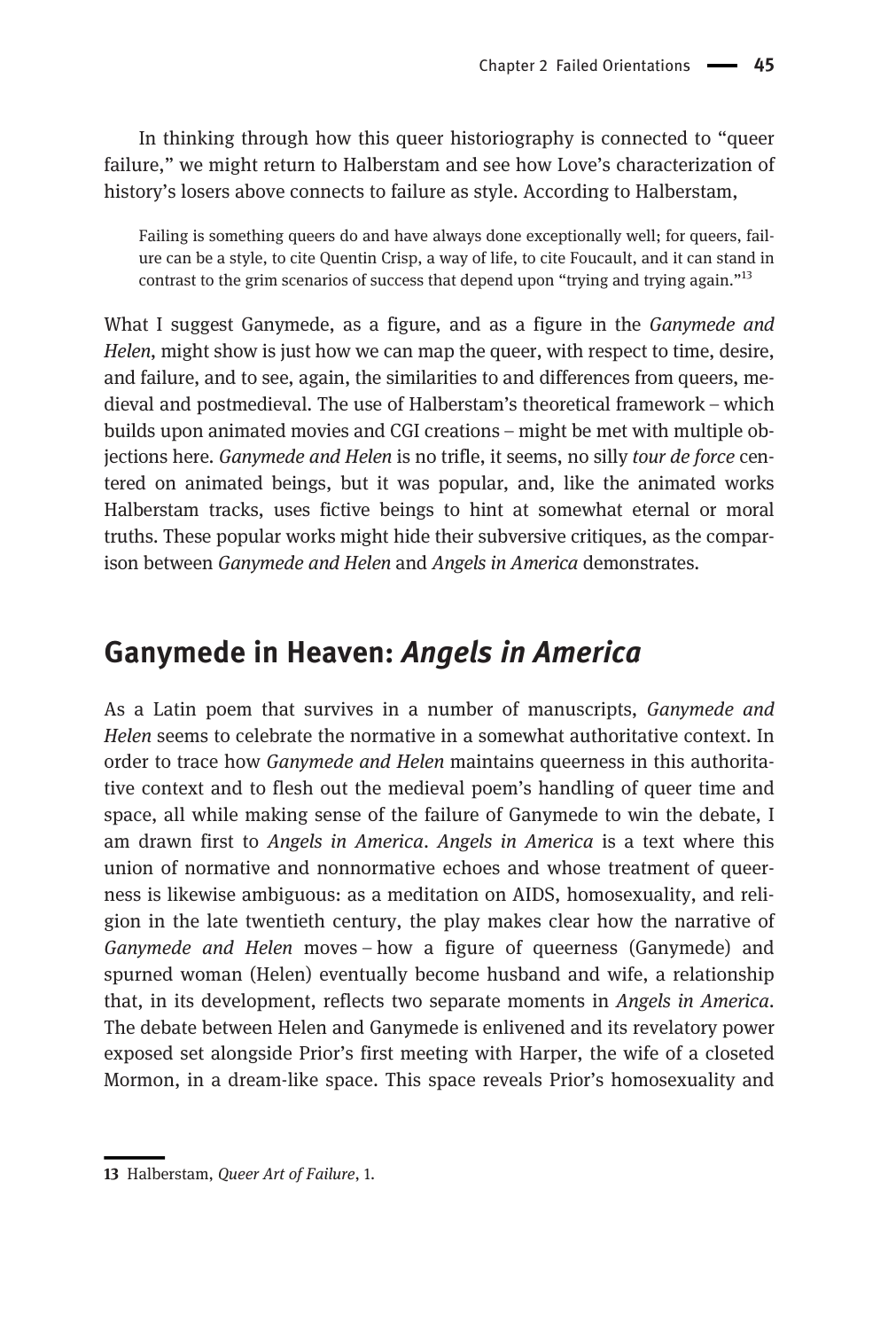In thinking through how this queer historiography is connected to "queer failure," we might return to Halberstam and see how Love's characterization of history's losers above connects to failure as style. According to Halberstam,

> Failing is something queers do and have always done exceptionally well; for queers, failure can be a style, to cite Quentin Crisp, a way of life, to cite Foucault, and it can stand in contrast to the grim scenarios of success that depend upon "trying and trying again."[13]

What I suggest Ganymede, as a figure, and as a figure in the *Ganymede and Helen*, might show is just how we can map the queer, with respect to time, desire, and failure, and to see, again, the similarities to and differences from queers, medieval and postmedieval. The use of Halberstam's theoretical framework – which builds upon animated movies and CGI creations – might be met with multiple objections here. *Ganymede and Helen* is no trifle, it seems, no silly *tour de force* centered on animated beings, but it was popular, and, like the animated works Halberstam tracks, uses fictive beings to hint at somewhat eternal or moral truths. These popular works might hide their subversive critiques, as the comparison between *Ganymede and Helen* and *Angels in America* demonstrates.

## Ganymede in Heaven: *Angels in America*

As a Latin poem that survives in a number of manuscripts, *Ganymede and Helen* seems to celebrate the normative in a somewhat authoritative context. In order to trace how *Ganymede and Helen* maintains queerness in this authoritative context and to flesh out the medieval poem's handling of queer time and space, all while making sense of the failure of Ganymede to win the debate, I am drawn first to *Angels in America*. *Angels in America* is a text where this union of normative and nonnormative echoes and whose treatment of queerness is likewise ambiguous: as a meditation on AIDS, homosexuality, and religion in the late twentieth century, the play makes clear how the narrative of *Ganymede and Helen* moves – how a figure of queerness (Ganymede) and spurned woman (Helen) eventually become husband and wife, a relationship that, in its development, reflects two separate moments in *Angels in America*. The debate between Helen and Ganymede is enlivened and its revelatory power exposed set alongside Prior's first meeting with Harper, the wife of a closeted Mormon, in a dream-like space. This space reveals Prior's homosexuality and

---

13 Halberstam, *Queer Art of Failure*, 1.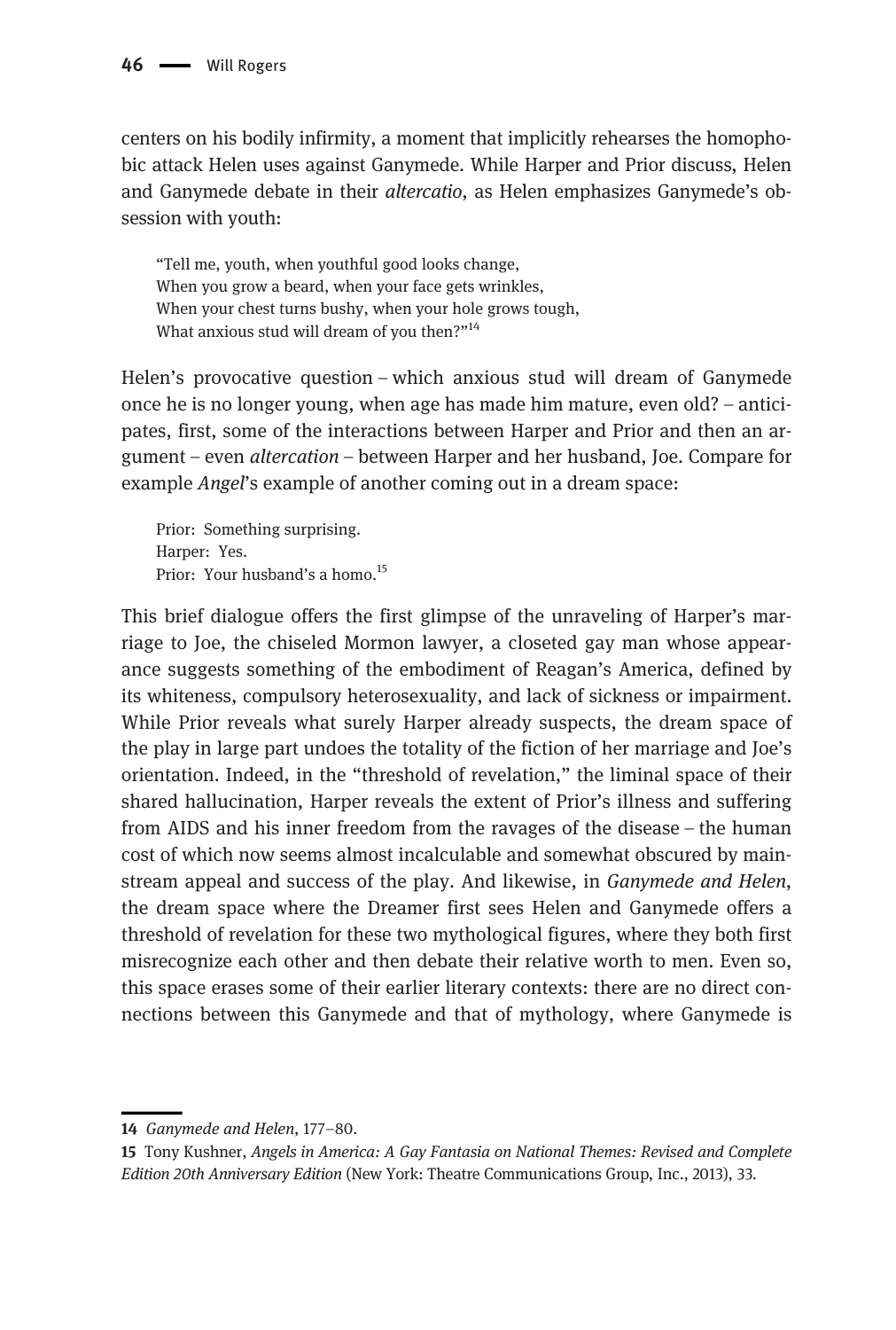centers on his bodily infirmity, a moment that implicitly rehearses the homophobic attack Helen uses against Ganymede. While Harper and Prior discuss, Helen and Ganymede debate in their *altercatio*, as Helen emphasizes Ganymede's obsession with youth:

> "Tell me, youth, when youthful good looks change,
> When you grow a beard, when your face gets wrinkles,
> When your chest turns bushy, when your hole grows tough,
> What anxious stud will dream of you then?"[14]

Helen's provocative question – which anxious stud will dream of Ganymede once he is no longer young, when age has made him mature, even old? – anticipates, first, some of the interactions between Harper and Prior and then an argument – even *altercation* – between Harper and her husband, Joe. Compare for example *Angel*'s example of another coming out in a dream space:

> Prior: Something surprising.
> Harper: Yes.
> Prior: Your husband's a homo.[15]

This brief dialogue offers the first glimpse of the unraveling of Harper's marriage to Joe, the chiseled Mormon lawyer, a closeted gay man whose appearance suggests something of the embodiment of Reagan's America, defined by its whiteness, compulsory heterosexuality, and lack of sickness or impairment. While Prior reveals what surely Harper already suspects, the dream space of the play in large part undoes the totality of the fiction of her marriage and Joe's orientation. Indeed, in the "threshold of revelation," the liminal space of their shared hallucination, Harper reveals the extent of Prior's illness and suffering from AIDS and his inner freedom from the ravages of the disease – the human cost of which now seems almost incalculable and somewhat obscured by mainstream appeal and success of the play. And likewise, in *Ganymede and Helen*, the dream space where the Dreamer first sees Helen and Ganymede offers a threshold of revelation for these two mythological figures, where they both first misrecognize each other and then debate their relative worth to men. Even so, this space erases some of their earlier literary contexts: there are no direct connections between this Ganymede and that of mythology, where Ganymede is

---

14 *Ganymede and Helen*, 177–80.

15 Tony Kushner, *Angels in America: A Gay Fantasia on National Themes: Revised and Complete Edition 20th Anniversary Edition* (New York: Theatre Communications Group, Inc., 2013), 33.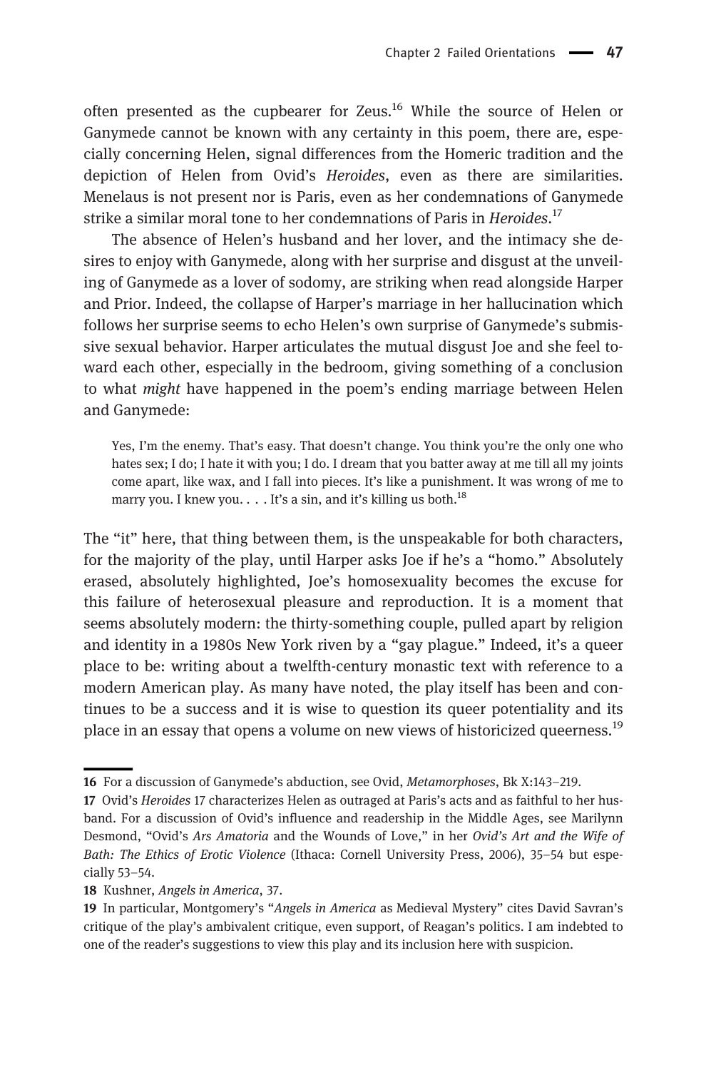often presented as the cupbearer for Zeus.[16] While the source of Helen or Ganymede cannot be known with any certainty in this poem, there are, especially concerning Helen, signal differences from the Homeric tradition and the depiction of Helen from Ovid's *Heroides*, even as there are similarities. Menelaus is not present nor is Paris, even as her condemnations of Ganymede strike a similar moral tone to her condemnations of Paris in *Heroides*.[17]

The absence of Helen's husband and her lover, and the intimacy she desires to enjoy with Ganymede, along with her surprise and disgust at the unveiling of Ganymede as a lover of sodomy, are striking when read alongside Harper and Prior. Indeed, the collapse of Harper's marriage in her hallucination which follows her surprise seems to echo Helen's own surprise of Ganymede's submissive sexual behavior. Harper articulates the mutual disgust Joe and she feel toward each other, especially in the bedroom, giving something of a conclusion to what *might* have happened in the poem's ending marriage between Helen and Ganymede:

> Yes, I'm the enemy. That's easy. That doesn't change. You think you're the only one who hates sex; I do; I hate it with you; I do. I dream that you batter away at me till all my joints come apart, like wax, and I fall into pieces. It's like a punishment. It was wrong of me to marry you. I knew you. . . . It's a sin, and it's killing us both.[18]

The "it" here, that thing between them, is the unspeakable for both characters, for the majority of the play, until Harper asks Joe if he's a "homo." Absolutely erased, absolutely highlighted, Joe's homosexuality becomes the excuse for this failure of heterosexual pleasure and reproduction. It is a moment that seems absolutely modern: the thirty-something couple, pulled apart by religion and identity in a 1980s New York riven by a "gay plague." Indeed, it's a queer place to be: writing about a twelfth-century monastic text with reference to a modern American play. As many have noted, the play itself has been and continues to be a success and it is wise to question its queer potentiality and its place in an essay that opens a volume on new views of historicized queerness.[19]

---

**16** For a discussion of Ganymede's abduction, see Ovid, *Metamorphoses*, Bk X:143–219.

**17** Ovid's *Heroides* 17 characterizes Helen as outraged at Paris's acts and as faithful to her husband. For a discussion of Ovid's influence and readership in the Middle Ages, see Marilynn Desmond, "Ovid's *Ars Amatoria* and the Wounds of Love," in her *Ovid's Art and the Wife of Bath: The Ethics of Erotic Violence* (Ithaca: Cornell University Press, 2006), 35–54 but especially 53–54.

**18** Kushner, *Angels in America*, 37.

**19** In particular, Montgomery's "*Angels in America* as Medieval Mystery" cites David Savran's critique of the play's ambivalent critique, even support, of Reagan's politics. I am indebted to one of the reader's suggestions to view this play and its inclusion here with suspicion.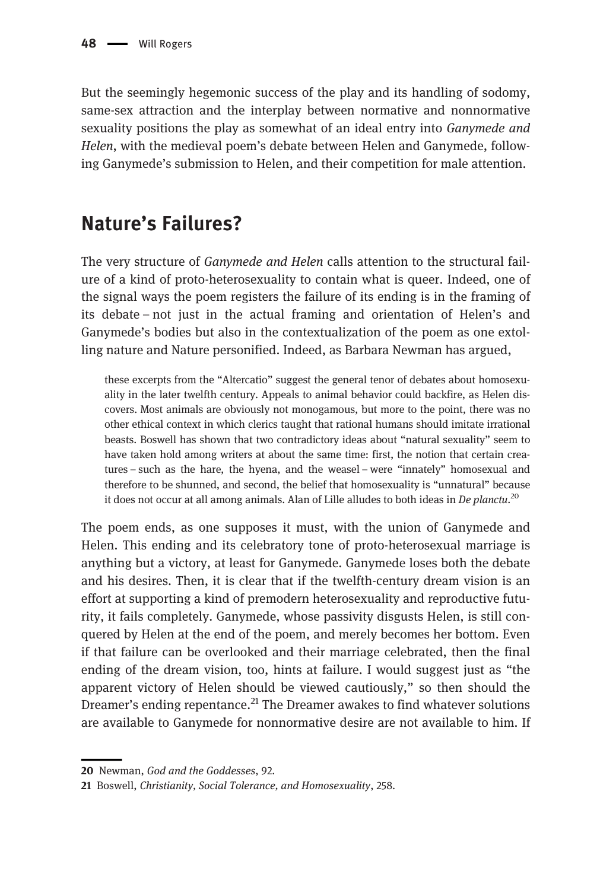But the seemingly hegemonic success of the play and its handling of sodomy, same-sex attraction and the interplay between normative and nonnormative sexuality positions the play as somewhat of an ideal entry into *Ganymede and Helen*, with the medieval poem's debate between Helen and Ganymede, following Ganymede's submission to Helen, and their competition for male attention.

## Nature's Failures?

The very structure of *Ganymede and Helen* calls attention to the structural failure of a kind of proto-heterosexuality to contain what is queer. Indeed, one of the signal ways the poem registers the failure of its ending is in the framing of its debate – not just in the actual framing and orientation of Helen's and Ganymede's bodies but also in the contextualization of the poem as one extolling nature and Nature personified. Indeed, as Barbara Newman has argued,

> these excerpts from the "Altercatio" suggest the general tenor of debates about homosexuality in the later twelfth century. Appeals to animal behavior could backfire, as Helen discovers. Most animals are obviously not monogamous, but more to the point, there was no other ethical context in which clerics taught that rational humans should imitate irrational beasts. Boswell has shown that two contradictory ideas about "natural sexuality" seem to have taken hold among writers at about the same time: first, the notion that certain creatures – such as the hare, the hyena, and the weasel – were "innately" homosexual and therefore to be shunned, and second, the belief that homosexuality is "unnatural" because it does not occur at all among animals. Alan of Lille alludes to both ideas in *De planctu*.[20]

The poem ends, as one supposes it must, with the union of Ganymede and Helen. This ending and its celebratory tone of proto-heterosexual marriage is anything but a victory, at least for Ganymede. Ganymede loses both the debate and his desires. Then, it is clear that if the twelfth-century dream vision is an effort at supporting a kind of premodern heterosexuality and reproductive futurity, it fails completely. Ganymede, whose passivity disgusts Helen, is still conquered by Helen at the end of the poem, and merely becomes her bottom. Even if that failure can be overlooked and their marriage celebrated, then the final ending of the dream vision, too, hints at failure. I would suggest just as "the apparent victory of Helen should be viewed cautiously," so then should the Dreamer's ending repentance.[21] The Dreamer awakes to find whatever solutions are available to Ganymede for nonnormative desire are not available to him. If

20 Newman, *God and the Goddesses*, 92.

21 Boswell, *Christianity, Social Tolerance, and Homosexuality*, 258.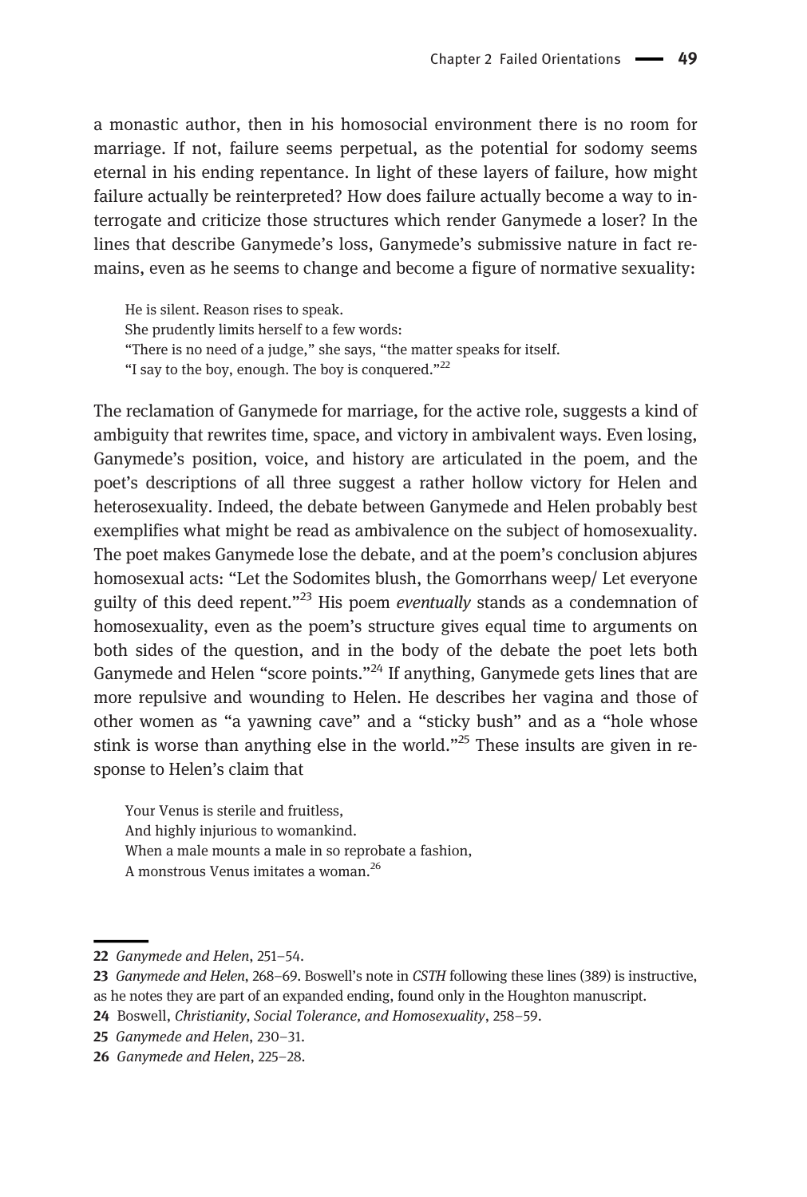a monastic author, then in his homosocial environment there is no room for marriage. If not, failure seems perpetual, as the potential for sodomy seems eternal in his ending repentance. In light of these layers of failure, how might failure actually be reinterpreted? How does failure actually become a way to interrogate and criticize those structures which render Ganymede a loser? In the lines that describe Ganymede's loss, Ganymede's submissive nature in fact remains, even as he seems to change and become a figure of normative sexuality:

> He is silent. Reason rises to speak.
> She prudently limits herself to a few words:
> "There is no need of a judge," she says, "the matter speaks for itself.
> "I say to the boy, enough. The boy is conquered."[22]

The reclamation of Ganymede for marriage, for the active role, suggests a kind of ambiguity that rewrites time, space, and victory in ambivalent ways. Even losing, Ganymede's position, voice, and history are articulated in the poem, and the poet's descriptions of all three suggest a rather hollow victory for Helen and heterosexuality. Indeed, the debate between Ganymede and Helen probably best exemplifies what might be read as ambivalence on the subject of homosexuality. The poet makes Ganymede lose the debate, and at the poem's conclusion abjures homosexual acts: "Let the Sodomites blush, the Gomorrhans weep/ Let everyone guilty of this deed repent."[23] His poem *eventually* stands as a condemnation of homosexuality, even as the poem's structure gives equal time to arguments on both sides of the question, and in the body of the debate the poet lets both Ganymede and Helen "score points."[24] If anything, Ganymede gets lines that are more repulsive and wounding to Helen. He describes her vagina and those of other women as "a yawning cave" and a "sticky bush" and as a "hole whose stink is worse than anything else in the world."[25] These insults are given in response to Helen's claim that

> Your Venus is sterile and fruitless,
> And highly injurious to womankind.
> When a male mounts a male in so reprobate a fashion,
> A monstrous Venus imitates a woman.[26]

---

22 *Ganymede and Helen*, 251–54.

23 *Ganymede and Helen*, 268–69. Boswell's note in *CSTH* following these lines (389) is instructive, as he notes they are part of an expanded ending, found only in the Houghton manuscript.

24 Boswell, *Christianity, Social Tolerance, and Homosexuality*, 258–59.

25 *Ganymede and Helen*, 230–31.

26 *Ganymede and Helen*, 225–28.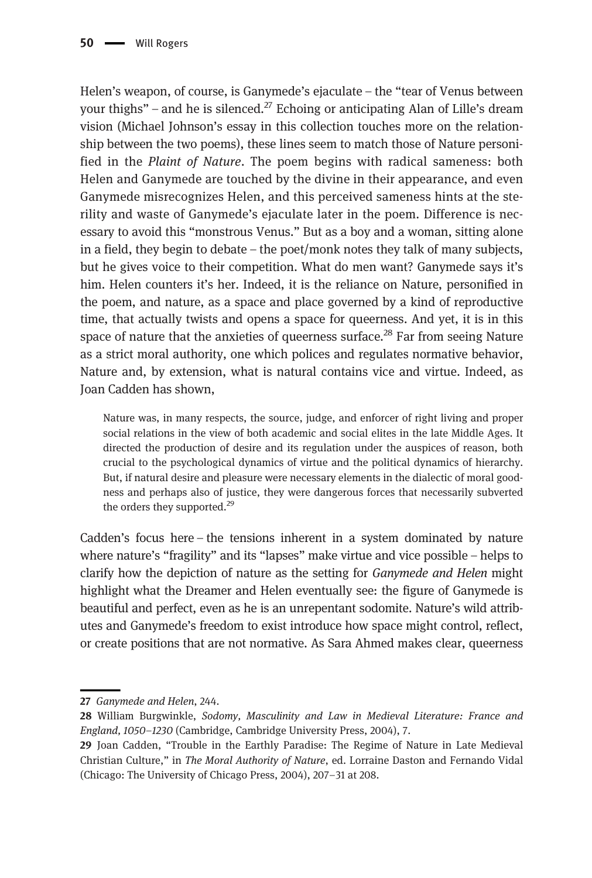Helen's weapon, of course, is Ganymede's ejaculate – the "tear of Venus between your thighs" – and he is silenced.[27] Echoing or anticipating Alan of Lille's dream vision (Michael Johnson's essay in this collection touches more on the relationship between the two poems), these lines seem to match those of Nature personified in the *Plaint of Nature*. The poem begins with radical sameness: both Helen and Ganymede are touched by the divine in their appearance, and even Ganymede misrecognizes Helen, and this perceived sameness hints at the sterility and waste of Ganymede's ejaculate later in the poem. Difference is necessary to avoid this "monstrous Venus." But as a boy and a woman, sitting alone in a field, they begin to debate – the poet/monk notes they talk of many subjects, but he gives voice to their competition. What do men want? Ganymede says it's him. Helen counters it's her. Indeed, it is the reliance on Nature, personified in the poem, and nature, as a space and place governed by a kind of reproductive time, that actually twists and opens a space for queerness. And yet, it is in this space of nature that the anxieties of queerness surface.[28] Far from seeing Nature as a strict moral authority, one which polices and regulates normative behavior, Nature and, by extension, what is natural contains vice and virtue. Indeed, as Joan Cadden has shown,

> Nature was, in many respects, the source, judge, and enforcer of right living and proper social relations in the view of both academic and social elites in the late Middle Ages. It directed the production of desire and its regulation under the auspices of reason, both crucial to the psychological dynamics of virtue and the political dynamics of hierarchy. But, if natural desire and pleasure were necessary elements in the dialectic of moral goodness and perhaps also of justice, they were dangerous forces that necessarily subverted the orders they supported.[29]

Cadden's focus here – the tensions inherent in a system dominated by nature where nature's "fragility" and its "lapses" make virtue and vice possible – helps to clarify how the depiction of nature as the setting for *Ganymede and Helen* might highlight what the Dreamer and Helen eventually see: the figure of Ganymede is beautiful and perfect, even as he is an unrepentant sodomite. Nature's wild attributes and Ganymede's freedom to exist introduce how space might control, reflect, or create positions that are not normative. As Sara Ahmed makes clear, queerness

---

**27** *Ganymede and Helen*, 244.

**28** William Burgwinkle, *Sodomy, Masculinity and Law in Medieval Literature: France and England, 1050–1230* (Cambridge, Cambridge University Press, 2004), 7.

**29** Joan Cadden, "Trouble in the Earthly Paradise: The Regime of Nature in Late Medieval Christian Culture," in *The Moral Authority of Nature*, ed. Lorraine Daston and Fernando Vidal (Chicago: The University of Chicago Press, 2004), 207–31 at 208.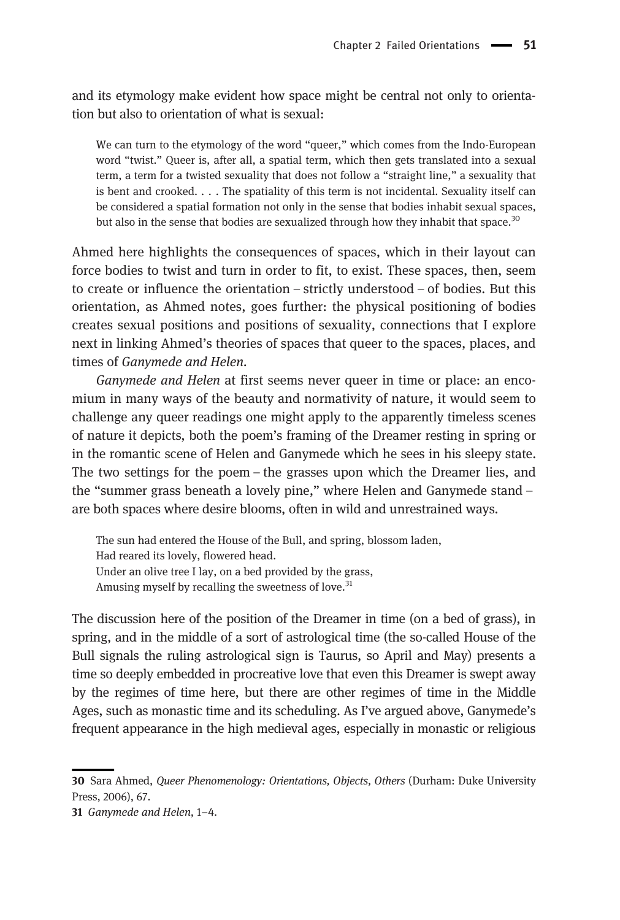and its etymology make evident how space might be central not only to orientation but also to orientation of what is sexual:

> We can turn to the etymology of the word "queer," which comes from the Indo-European word "twist." Queer is, after all, a spatial term, which then gets translated into a sexual term, a term for a twisted sexuality that does not follow a "straight line," a sexuality that is bent and crooked. . . . The spatiality of this term is not incidental. Sexuality itself can be considered a spatial formation not only in the sense that bodies inhabit sexual spaces, but also in the sense that bodies are sexualized through how they inhabit that space.[30]

Ahmed here highlights the consequences of spaces, which in their layout can force bodies to twist and turn in order to fit, to exist. These spaces, then, seem to create or influence the orientation – strictly understood – of bodies. But this orientation, as Ahmed notes, goes further: the physical positioning of bodies creates sexual positions and positions of sexuality, connections that I explore next in linking Ahmed's theories of spaces that queer to the spaces, places, and times of *Ganymede and Helen*.

*Ganymede and Helen* at first seems never queer in time or place: an encomium in many ways of the beauty and normativity of nature, it would seem to challenge any queer readings one might apply to the apparently timeless scenes of nature it depicts, both the poem's framing of the Dreamer resting in spring or in the romantic scene of Helen and Ganymede which he sees in his sleepy state. The two settings for the poem – the grasses upon which the Dreamer lies, and the "summer grass beneath a lovely pine," where Helen and Ganymede stand – are both spaces where desire blooms, often in wild and unrestrained ways.

> The sun had entered the House of the Bull, and spring, blossom laden,
> Had reared its lovely, flowered head.
> Under an olive tree I lay, on a bed provided by the grass,
> Amusing myself by recalling the sweetness of love.[31]

The discussion here of the position of the Dreamer in time (on a bed of grass), in spring, and in the middle of a sort of astrological time (the so-called House of the Bull signals the ruling astrological sign is Taurus, so April and May) presents a time so deeply embedded in procreative love that even this Dreamer is swept away by the regimes of time here, but there are other regimes of time in the Middle Ages, such as monastic time and its scheduling. As I've argued above, Ganymede's frequent appearance in the high medieval ages, especially in monastic or religious

---

30 Sara Ahmed, *Queer Phenomenology: Orientations, Objects, Others* (Durham: Duke University Press, 2006), 67.

31 *Ganymede and Helen*, 1–4.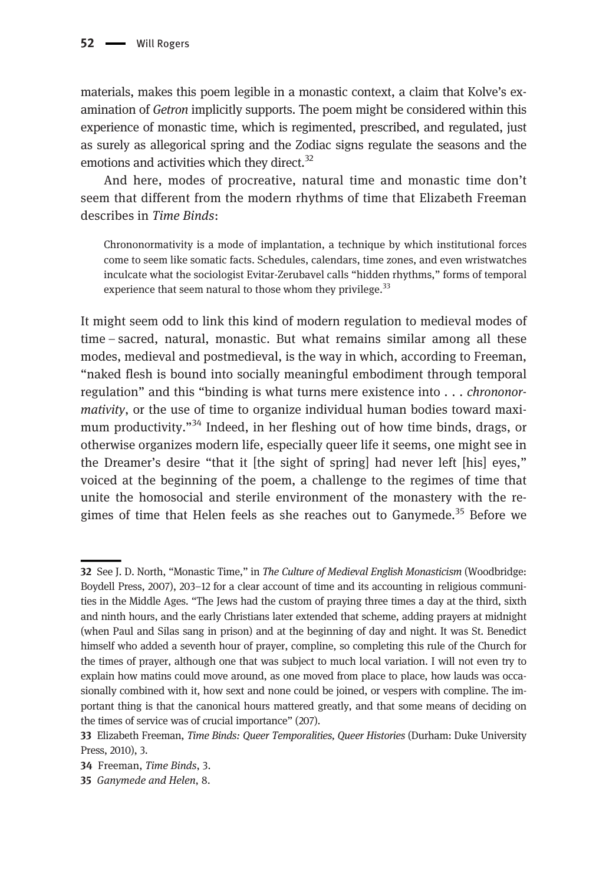materials, makes this poem legible in a monastic context, a claim that Kolve's examination of *Getron* implicitly supports. The poem might be considered within this experience of monastic time, which is regimented, prescribed, and regulated, just as surely as allegorical spring and the Zodiac signs regulate the seasons and the emotions and activities which they direct.[32]

And here, modes of procreative, natural time and monastic time don't seem that different from the modern rhythms of time that Elizabeth Freeman describes in *Time Binds*:

> Chrononormativity is a mode of implantation, a technique by which institutional forces come to seem like somatic facts. Schedules, calendars, time zones, and even wristwatches inculcate what the sociologist Evitar-Zerubavel calls "hidden rhythms," forms of temporal experience that seem natural to those whom they privilege.[33]

It might seem odd to link this kind of modern regulation to medieval modes of time – sacred, natural, monastic. But what remains similar among all these modes, medieval and postmedieval, is the way in which, according to Freeman, "naked flesh is bound into socially meaningful embodiment through temporal regulation" and this "binding is what turns mere existence into . . . *chrononormativity*, or the use of time to organize individual human bodies toward maximum productivity."[34] Indeed, in her fleshing out of how time binds, drags, or otherwise organizes modern life, especially queer life it seems, one might see in the Dreamer's desire "that it [the sight of spring] had never left [his] eyes," voiced at the beginning of the poem, a challenge to the regimes of time that unite the homosocial and sterile environment of the monastery with the regimes of time that Helen feels as she reaches out to Ganymede.[35] Before we

---

32 See J. D. North, "Monastic Time," in *The Culture of Medieval English Monasticism* (Woodbridge: Boydell Press, 2007), 203–12 for a clear account of time and its accounting in religious communities in the Middle Ages. "The Jews had the custom of praying three times a day at the third, sixth and ninth hours, and the early Christians later extended that scheme, adding prayers at midnight (when Paul and Silas sang in prison) and at the beginning of day and night. It was St. Benedict himself who added a seventh hour of prayer, compline, so completing this rule of the Church for the times of prayer, although one that was subject to much local variation. I will not even try to explain how matins could move around, as one moved from place to place, how lauds was occasionally combined with it, how sext and none could be joined, or vespers with compline. The important thing is that the canonical hours mattered greatly, and that some means of deciding on the times of service was of crucial importance" (207).

33 Elizabeth Freeman, *Time Binds: Queer Temporalities, Queer Histories* (Durham: Duke University Press, 2010), 3.

34 Freeman, *Time Binds*, 3.

35 *Ganymede and Helen*, 8.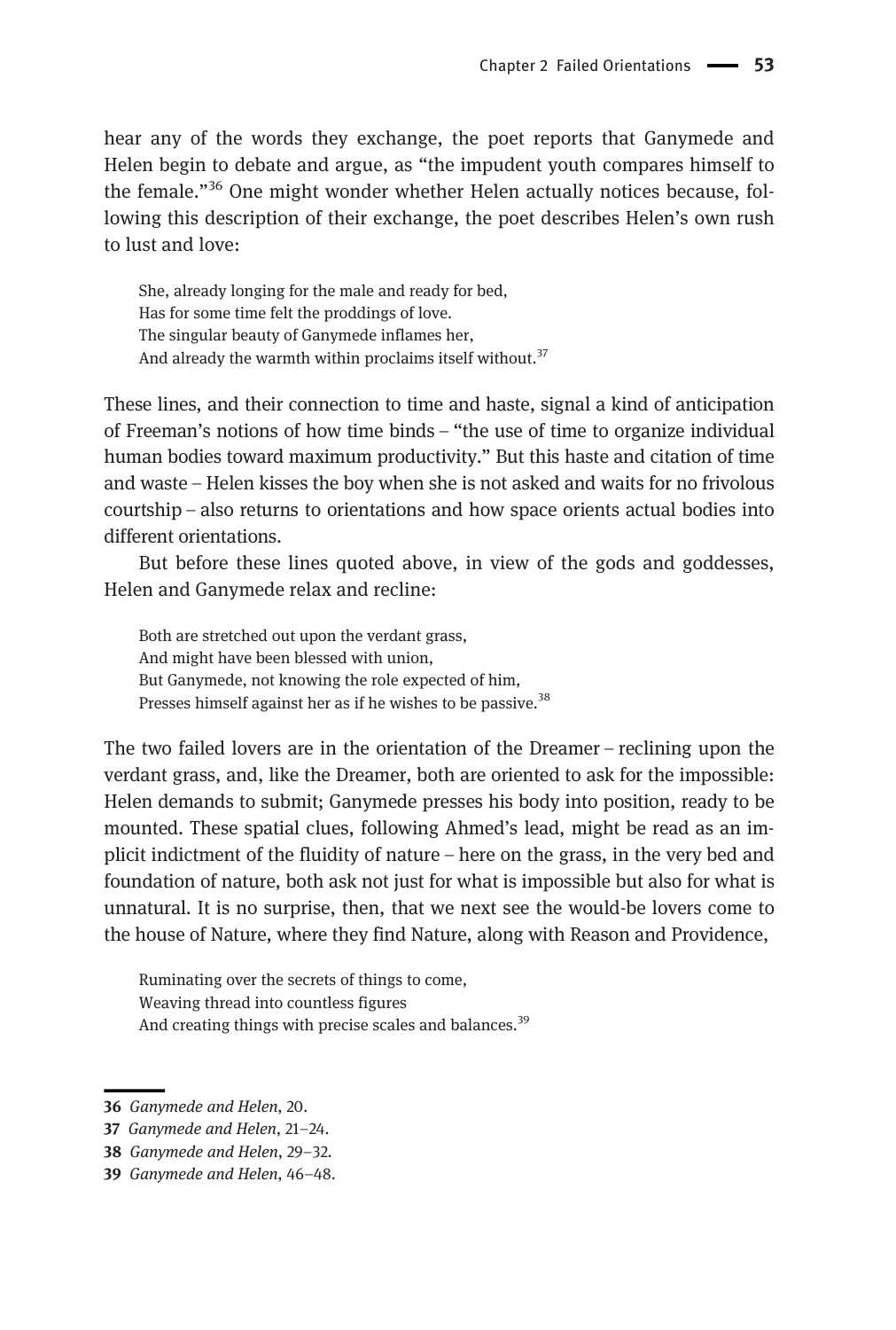hear any of the words they exchange, the poet reports that Ganymede and Helen begin to debate and argue, as "the impudent youth compares himself to the female."[36] One might wonder whether Helen actually notices because, following this description of their exchange, the poet describes Helen's own rush to lust and love:

> She, already longing for the male and ready for bed,  
> Has for some time felt the proddings of love.  
> The singular beauty of Ganymede inflames her,  
> And already the warmth within proclaims itself without.[37]

These lines, and their connection to time and haste, signal a kind of anticipation of Freeman's notions of how time binds – "the use of time to organize individual human bodies toward maximum productivity." But this haste and citation of time and waste – Helen kisses the boy when she is not asked and waits for no frivolous courtship – also returns to orientations and how space orients actual bodies into different orientations.

But before these lines quoted above, in view of the gods and goddesses, Helen and Ganymede relax and recline:

> Both are stretched out upon the verdant grass,  
> And might have been blessed with union,  
> But Ganymede, not knowing the role expected of him,  
> Presses himself against her as if he wishes to be passive.[38]

The two failed lovers are in the orientation of the Dreamer – reclining upon the verdant grass, and, like the Dreamer, both are oriented to ask for the impossible: Helen demands to submit; Ganymede presses his body into position, ready to be mounted. These spatial clues, following Ahmed's lead, might be read as an implicit indictment of the fluidity of nature – here on the grass, in the very bed and foundation of nature, both ask not just for what is impossible but also for what is unnatural. It is no surprise, then, that we next see the would-be lovers come to the house of Nature, where they find Nature, along with Reason and Providence,

> Ruminating over the secrets of things to come,  
> Weaving thread into countless figures  
> And creating things with precise scales and balances.[39]

---

**36** *Ganymede and Helen*, 20.

**37** *Ganymede and Helen*, 21–24.

**38** *Ganymede and Helen*, 29–32.

**39** *Ganymede and Helen*, 46–48.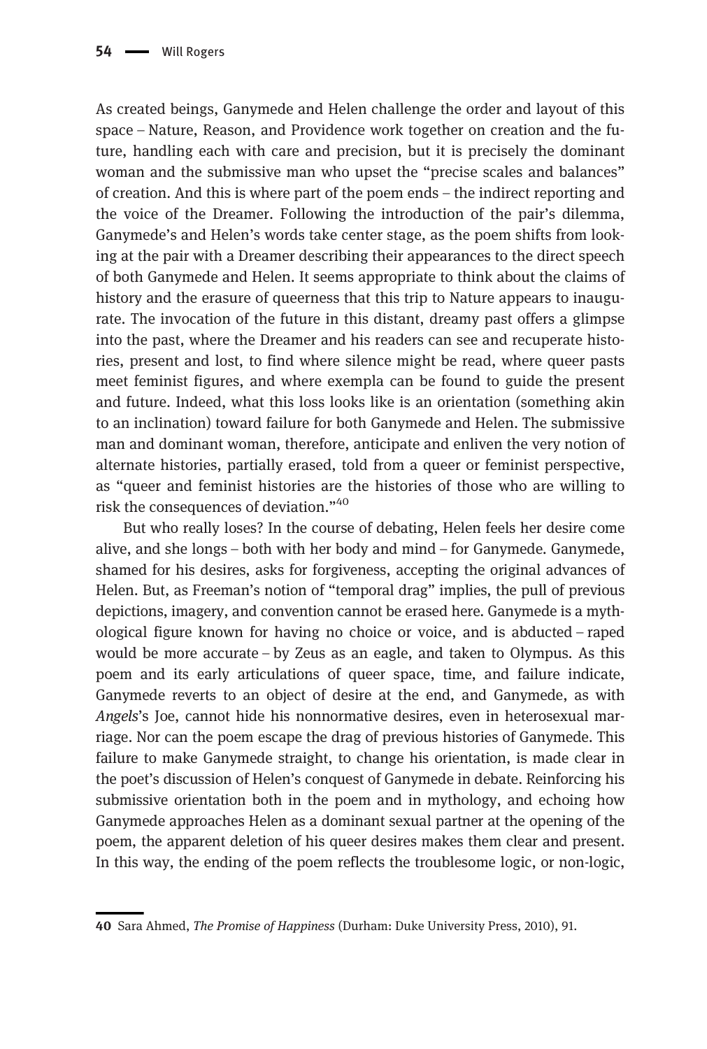As created beings, Ganymede and Helen challenge the order and layout of this space – Nature, Reason, and Providence work together on creation and the future, handling each with care and precision, but it is precisely the dominant woman and the submissive man who upset the "precise scales and balances" of creation. And this is where part of the poem ends – the indirect reporting and the voice of the Dreamer. Following the introduction of the pair's dilemma, Ganymede's and Helen's words take center stage, as the poem shifts from looking at the pair with a Dreamer describing their appearances to the direct speech of both Ganymede and Helen. It seems appropriate to think about the claims of history and the erasure of queerness that this trip to Nature appears to inaugurate. The invocation of the future in this distant, dreamy past offers a glimpse into the past, where the Dreamer and his readers can see and recuperate histories, present and lost, to find where silence might be read, where queer pasts meet feminist figures, and where exempla can be found to guide the present and future. Indeed, what this loss looks like is an orientation (something akin to an inclination) toward failure for both Ganymede and Helen. The submissive man and dominant woman, therefore, anticipate and enliven the very notion of alternate histories, partially erased, told from a queer or feminist perspective, as "queer and feminist histories are the histories of those who are willing to risk the consequences of deviation."[40]

But who really loses? In the course of debating, Helen feels her desire come alive, and she longs – both with her body and mind – for Ganymede. Ganymede, shamed for his desires, asks for forgiveness, accepting the original advances of Helen. But, as Freeman's notion of "temporal drag" implies, the pull of previous depictions, imagery, and convention cannot be erased here. Ganymede is a mythological figure known for having no choice or voice, and is abducted – raped would be more accurate – by Zeus as an eagle, and taken to Olympus. As this poem and its early articulations of queer space, time, and failure indicate, Ganymede reverts to an object of desire at the end, and Ganymede, as with *Angels*'s Joe, cannot hide his nonnormative desires, even in heterosexual marriage. Nor can the poem escape the drag of previous histories of Ganymede. This failure to make Ganymede straight, to change his orientation, is made clear in the poet's discussion of Helen's conquest of Ganymede in debate. Reinforcing his submissive orientation both in the poem and in mythology, and echoing how Ganymede approaches Helen as a dominant sexual partner at the opening of the poem, the apparent deletion of his queer desires makes them clear and present. In this way, the ending of the poem reflects the troublesome logic, or non-logic,

---

**40** Sara Ahmed, *The Promise of Happiness* (Durham: Duke University Press, 2010), 91.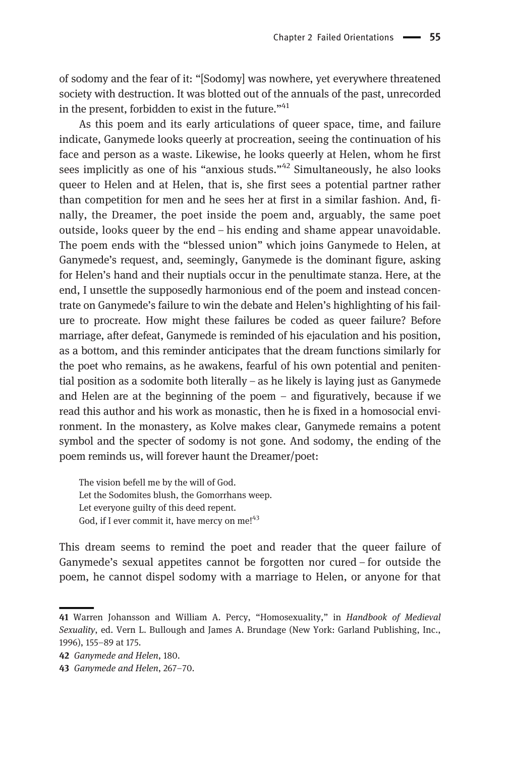of sodomy and the fear of it: "[Sodomy] was nowhere, yet everywhere threatened society with destruction. It was blotted out of the annuals of the past, unrecorded in the present, forbidden to exist in the future."[41]

As this poem and its early articulations of queer space, time, and failure indicate, Ganymede looks queerly at procreation, seeing the continuation of his face and person as a waste. Likewise, he looks queerly at Helen, whom he first sees implicitly as one of his "anxious studs."[42] Simultaneously, he also looks queer to Helen and at Helen, that is, she first sees a potential partner rather than competition for men and he sees her at first in a similar fashion. And, finally, the Dreamer, the poet inside the poem and, arguably, the same poet outside, looks queer by the end – his ending and shame appear unavoidable. The poem ends with the "blessed union" which joins Ganymede to Helen, at Ganymede's request, and, seemingly, Ganymede is the dominant figure, asking for Helen's hand and their nuptials occur in the penultimate stanza. Here, at the end, I unsettle the supposedly harmonious end of the poem and instead concentrate on Ganymede's failure to win the debate and Helen's highlighting of his failure to procreate. How might these failures be coded as queer failure? Before marriage, after defeat, Ganymede is reminded of his ejaculation and his position, as a bottom, and this reminder anticipates that the dream functions similarly for the poet who remains, as he awakens, fearful of his own potential and penitential position as a sodomite both literally – as he likely is laying just as Ganymede and Helen are at the beginning of the poem – and figuratively, because if we read this author and his work as monastic, then he is fixed in a homosocial environment. In the monastery, as Kolve makes clear, Ganymede remains a potent symbol and the specter of sodomy is not gone. And sodomy, the ending of the poem reminds us, will forever haunt the Dreamer/poet:

> The vision befell me by the will of God.
> Let the Sodomites blush, the Gomorrhans weep.
> Let everyone guilty of this deed repent.
> God, if I ever commit it, have mercy on me![43]

This dream seems to remind the poet and reader that the queer failure of Ganymede's sexual appetites cannot be forgotten nor cured – for outside the poem, he cannot dispel sodomy with a marriage to Helen, or anyone for that

---

41 Warren Johansson and William A. Percy, "Homosexuality," in *Handbook of Medieval Sexuality*, ed. Vern L. Bullough and James A. Brundage (New York: Garland Publishing, Inc., 1996), 155–89 at 175.

42 *Ganymede and Helen*, 180.

43 *Ganymede and Helen*, 267–70.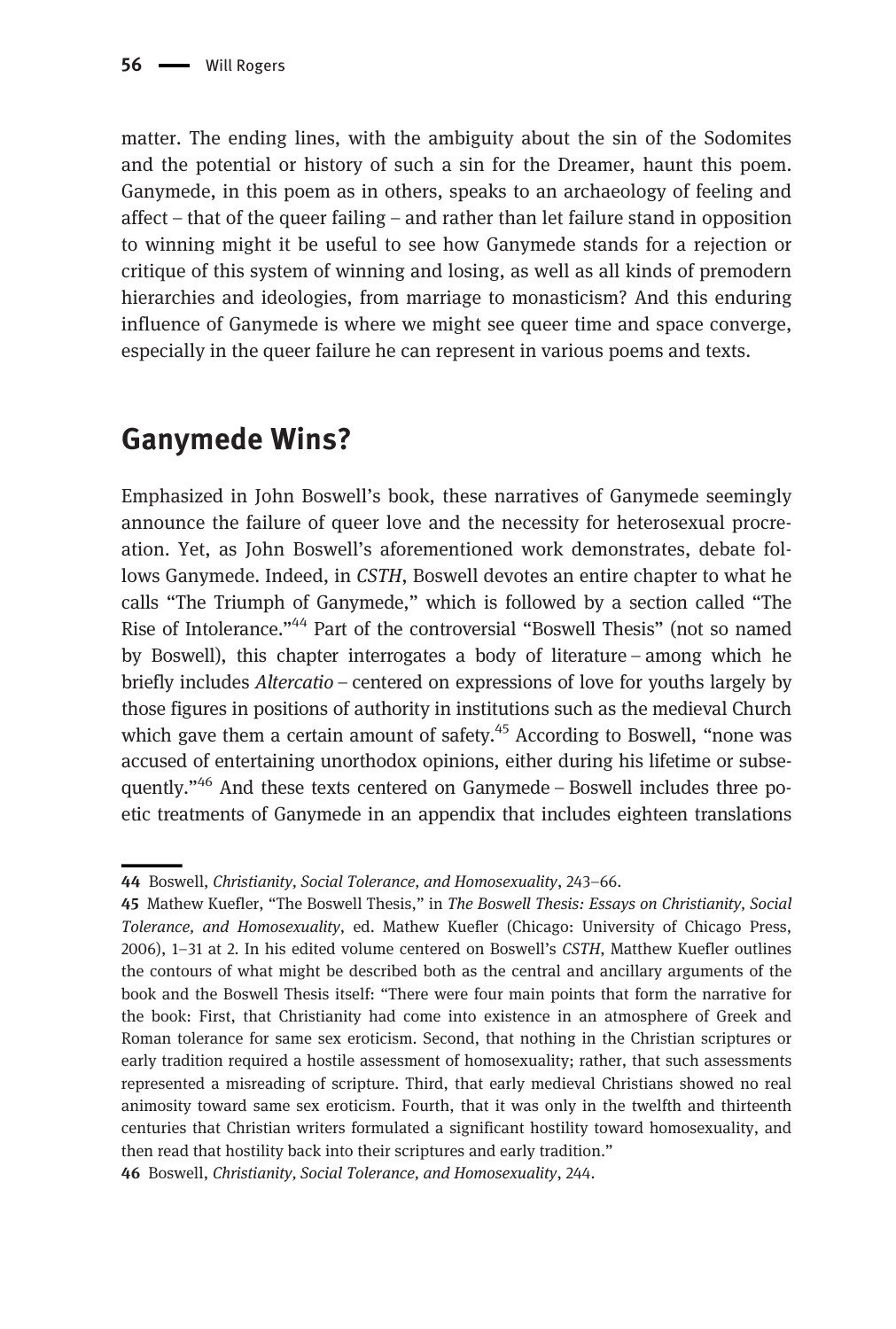matter. The ending lines, with the ambiguity about the sin of the Sodomites and the potential or history of such a sin for the Dreamer, haunt this poem. Ganymede, in this poem as in others, speaks to an archaeology of feeling and affect – that of the queer failing – and rather than let failure stand in opposition to winning might it be useful to see how Ganymede stands for a rejection or critique of this system of winning and losing, as well as all kinds of premodern hierarchies and ideologies, from marriage to monasticism? And this enduring influence of Ganymede is where we might see queer time and space converge, especially in the queer failure he can represent in various poems and texts.

## Ganymede Wins?

Emphasized in John Boswell's book, these narratives of Ganymede seemingly announce the failure of queer love and the necessity for heterosexual procreation. Yet, as John Boswell's aforementioned work demonstrates, debate follows Ganymede. Indeed, in *CSTH*, Boswell devotes an entire chapter to what he calls "The Triumph of Ganymede," which is followed by a section called "The Rise of Intolerance."[44] Part of the controversial "Boswell Thesis" (not so named by Boswell), this chapter interrogates a body of literature – among which he briefly includes *Altercatio* – centered on expressions of love for youths largely by those figures in positions of authority in institutions such as the medieval Church which gave them a certain amount of safety.[45] According to Boswell, "none was accused of entertaining unorthodox opinions, either during his lifetime or subsequently."[46] And these texts centered on Ganymede – Boswell includes three poetic treatments of Ganymede in an appendix that includes eighteen translations

---

44 Boswell, *Christianity, Social Tolerance, and Homosexuality*, 243–66.

45 Mathew Kuefler, "The Boswell Thesis," in *The Boswell Thesis: Essays on Christianity, Social Tolerance, and Homosexuality*, ed. Mathew Kuefler (Chicago: University of Chicago Press, 2006), 1–31 at 2. In his edited volume centered on Boswell's *CSTH*, Matthew Kuefler outlines the contours of what might be described both as the central and ancillary arguments of the book and the Boswell Thesis itself: "There were four main points that form the narrative for the book: First, that Christianity had come into existence in an atmosphere of Greek and Roman tolerance for same sex eroticism. Second, that nothing in the Christian scriptures or early tradition required a hostile assessment of homosexuality; rather, that such assessments represented a misreading of scripture. Third, that early medieval Christians showed no real animosity toward same sex eroticism. Fourth, that it was only in the twelfth and thirteenth centuries that Christian writers formulated a significant hostility toward homosexuality, and then read that hostility back into their scriptures and early tradition."

46 Boswell, *Christianity, Social Tolerance, and Homosexuality*, 244.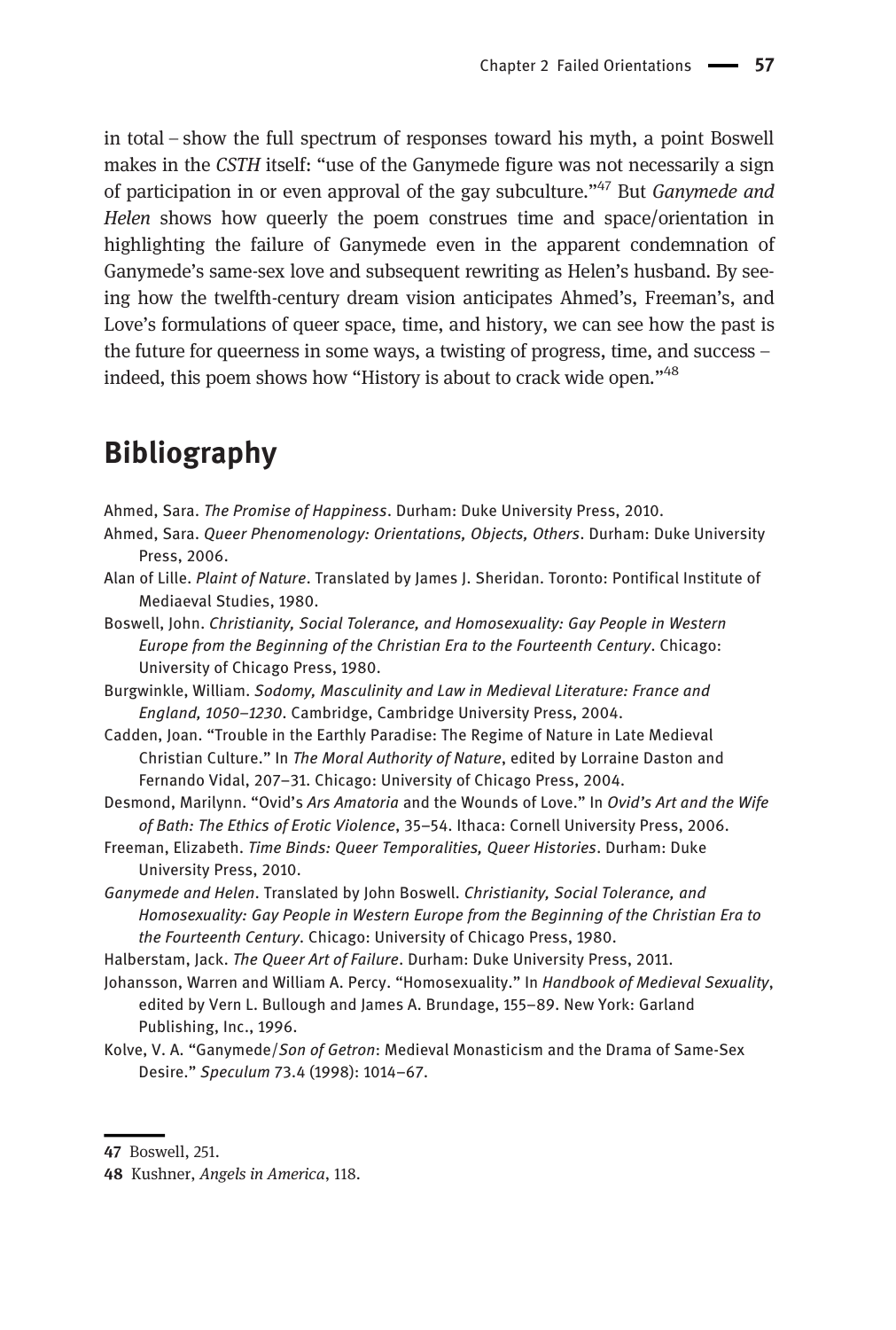in total – show the full spectrum of responses toward his myth, a point Boswell makes in the *CSTH* itself: "use of the Ganymede figure was not necessarily a sign of participation in or even approval of the gay subculture."[47] But *Ganymede and Helen* shows how queerly the poem construes time and space/orientation in highlighting the failure of Ganymede even in the apparent condemnation of Ganymede's same-sex love and subsequent rewriting as Helen's husband. By seeing how the twelfth-century dream vision anticipates Ahmed's, Freeman's, and Love's formulations of queer space, time, and history, we can see how the past is the future for queerness in some ways, a twisting of progress, time, and success – indeed, this poem shows how "History is about to crack wide open."[48]

## Bibliography

Ahmed, Sara. *The Promise of Happiness*. Durham: Duke University Press, 2010.

Ahmed, Sara. *Queer Phenomenology: Orientations, Objects, Others*. Durham: Duke University Press, 2006.

Alan of Lille. *Plaint of Nature*. Translated by James J. Sheridan. Toronto: Pontifical Institute of Mediaeval Studies, 1980.

Boswell, John. *Christianity, Social Tolerance, and Homosexuality: Gay People in Western Europe from the Beginning of the Christian Era to the Fourteenth Century*. Chicago: University of Chicago Press, 1980.

Burgwinkle, William. *Sodomy, Masculinity and Law in Medieval Literature: France and England, 1050–1230*. Cambridge, Cambridge University Press, 2004.

Cadden, Joan. "Trouble in the Earthly Paradise: The Regime of Nature in Late Medieval Christian Culture." In *The Moral Authority of Nature*, edited by Lorraine Daston and Fernando Vidal, 207–31. Chicago: University of Chicago Press, 2004.

Desmond, Marilynn. "Ovid's *Ars Amatoria* and the Wounds of Love." In *Ovid's Art and the Wife of Bath: The Ethics of Erotic Violence*, 35–54. Ithaca: Cornell University Press, 2006.

Freeman, Elizabeth. *Time Binds: Queer Temporalities, Queer Histories*. Durham: Duke University Press, 2010.

*Ganymede and Helen*. Translated by John Boswell. *Christianity, Social Tolerance, and Homosexuality: Gay People in Western Europe from the Beginning of the Christian Era to the Fourteenth Century*. Chicago: University of Chicago Press, 1980.

Halberstam, Jack. *The Queer Art of Failure*. Durham: Duke University Press, 2011.

Johansson, Warren and William A. Percy. "Homosexuality." In *Handbook of Medieval Sexuality*, edited by Vern L. Bullough and James A. Brundage, 155–89. New York: Garland Publishing, Inc., 1996.

Kolve, V. A. "Ganymede/*Son of Getron*: Medieval Monasticism and the Drama of Same-Sex Desire." *Speculum* 73.4 (1998): 1014–67.

---

47 Boswell, 251.

48 Kushner, *Angels in America*, 118.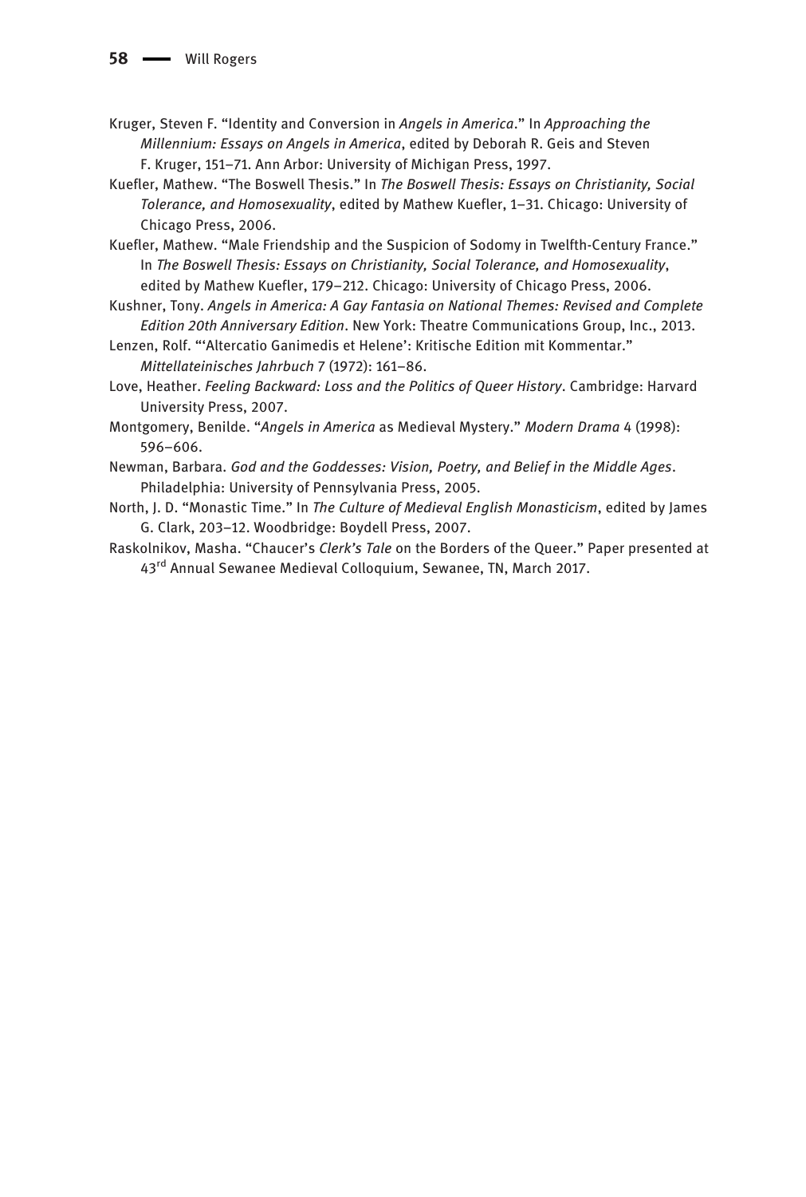Kruger, Steven F. "Identity and Conversion in *Angels in America*." In *Approaching the Millennium: Essays on Angels in America*, edited by Deborah R. Geis and Steven F. Kruger, 151–71. Ann Arbor: University of Michigan Press, 1997.

Kuefler, Mathew. "The Boswell Thesis." In *The Boswell Thesis: Essays on Christianity, Social Tolerance, and Homosexuality*, edited by Mathew Kuefler, 1–31. Chicago: University of Chicago Press, 2006.

Kuefler, Mathew. "Male Friendship and the Suspicion of Sodomy in Twelfth-Century France." In *The Boswell Thesis: Essays on Christianity, Social Tolerance, and Homosexuality*, edited by Mathew Kuefler, 179–212. Chicago: University of Chicago Press, 2006.

Kushner, Tony. *Angels in America: A Gay Fantasia on National Themes: Revised and Complete Edition 20th Anniversary Edition*. New York: Theatre Communications Group, Inc., 2013.

Lenzen, Rolf. "'Altercatio Ganimedis et Helene': Kritische Edition mit Kommentar." *Mittellateinisches Jahrbuch* 7 (1972): 161–86.

Love, Heather. *Feeling Backward: Loss and the Politics of Queer History*. Cambridge: Harvard University Press, 2007.

Montgomery, Benilde. "*Angels in America* as Medieval Mystery." *Modern Drama* 4 (1998): 596–606.

Newman, Barbara. *God and the Goddesses: Vision, Poetry, and Belief in the Middle Ages*. Philadelphia: University of Pennsylvania Press, 2005.

North, J. D. "Monastic Time." In *The Culture of Medieval English Monasticism*, edited by James G. Clark, 203–12. Woodbridge: Boydell Press, 2007.

Raskolnikov, Masha. "Chaucer's *Clerk's Tale* on the Borders of the Queer." Paper presented at 43rd Annual Sewanee Medieval Colloquium, Sewanee, TN, March 2017.